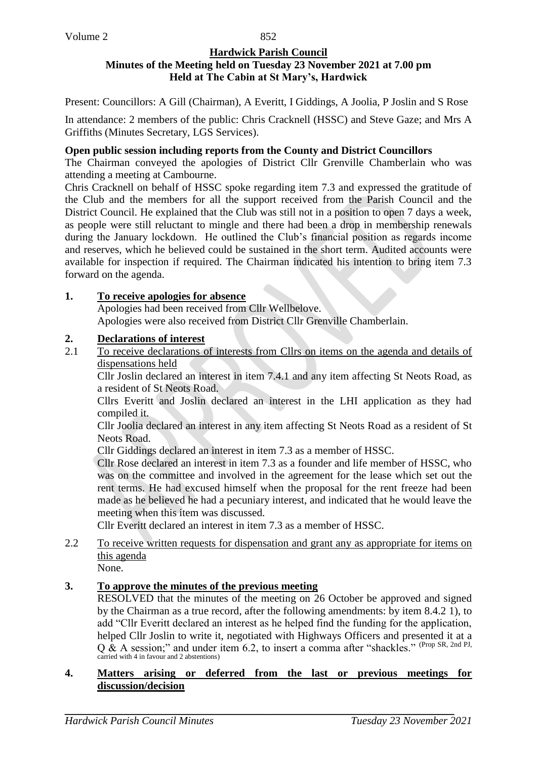# Hardwick Parish Council

## Minutes of the Meeting held on Tuesday 23 November 2021 at 7.00 pm
## Held at The Cabin at St Mary's, Hardwick

Present: Councillors: A Gill (Chairman), A Everitt, I Giddings, A Joolia, P Joslin and S Rose

In attendance: 2 members of the public: Chris Cracknell (HSSC) and Steve Gaze; and Mrs A Griffiths (Minutes Secretary, LGS Services).

**Open public session including reports from the County and District Councillors**

The Chairman conveyed the apologies of District Cllr Grenville Chamberlain who was attending a meeting at Cambourne.

Chris Cracknell on behalf of HSSC spoke regarding item 7.3 and expressed the gratitude of the Club and the members for all the support received from the Parish Council and the District Council. He explained that the Club was still not in a position to open 7 days a week, as people were still reluctant to mingle and there had been a drop in membership renewals during the January lockdown. He outlined the Club's financial position as regards income and reserves, which he believed could be sustained in the short term. Audited accounts were available for inspection if required. The Chairman indicated his intention to bring item 7.3 forward on the agenda.

**1. To receive apologies for absence**

Apologies had been received from Cllr Wellbelove.
Apologies were also received from District Cllr Grenville Chamberlain.

**2. Declarations of interest**

2.1 To receive declarations of interests from Cllrs on items on the agenda and details of dispensations held

Cllr Joslin declared an interest in item 7.4.1 and any item affecting St Neots Road, as a resident of St Neots Road.

Cllrs Everitt and Joslin declared an interest in the LHI application as they had compiled it.

Cllr Joolia declared an interest in any item affecting St Neots Road as a resident of St Neots Road.

Cllr Giddings declared an interest in item 7.3 as a member of HSSC.

Cllr Rose declared an interest in item 7.3 as a founder and life member of HSSC, who was on the committee and involved in the agreement for the lease which set out the rent terms. He had excused himself when the proposal for the rent freeze had been made as he believed he had a pecuniary interest, and indicated that he would leave the meeting when this item was discussed.

Cllr Everitt declared an interest in item 7.3 as a member of HSSC.

2.2 To receive written requests for dispensation and grant any as appropriate for items on this agenda

None.

**3. To approve the minutes of the previous meeting**

RESOLVED that the minutes of the meeting on 26 October be approved and signed by the Chairman as a true record, after the following amendments: by item 8.4.2 1), to add "Cllr Everitt declared an interest as he helped find the funding for the application, helped Cllr Joslin to write it, negotiated with Highways Officers and presented it at a Q & A session;" and under item 6.2, to insert a comma after "shackles." (Prop SR, 2nd PJ, carried with 4 in favour and 2 abstentions)

**4. Matters arising or deferred from the last or previous meetings for discussion/decision**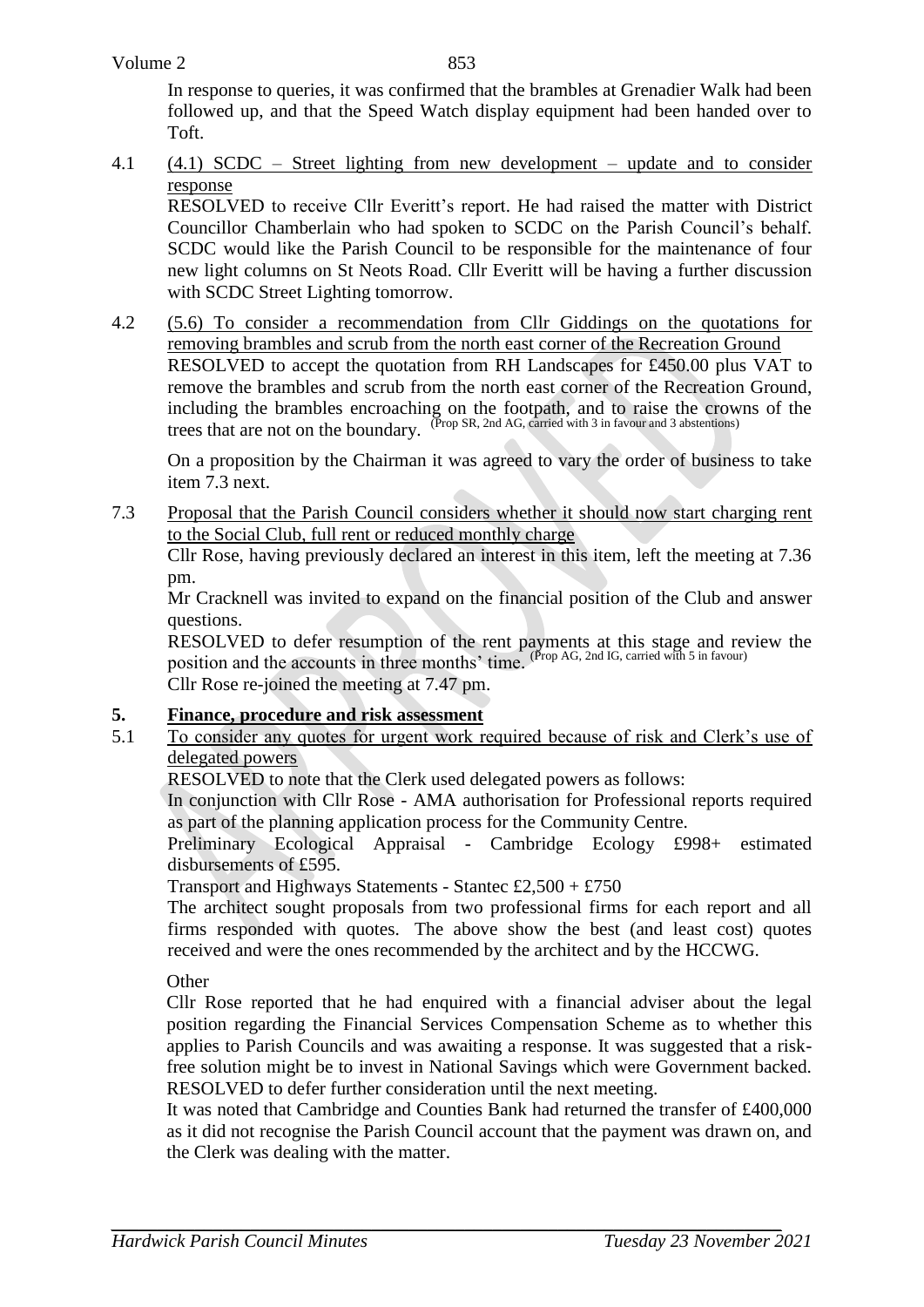In response to queries, it was confirmed that the brambles at Grenadier Walk had been followed up, and that the Speed Watch display equipment had been handed over to Toft.

4.1 (4.1) SCDC – Street lighting from new development – update and to consider response

RESOLVED to receive Cllr Everitt's report. He had raised the matter with District Councillor Chamberlain who had spoken to SCDC on the Parish Council's behalf. SCDC would like the Parish Council to be responsible for the maintenance of four new light columns on St Neots Road. Cllr Everitt will be having a further discussion with SCDC Street Lighting tomorrow.

4.2 (5.6) To consider a recommendation from Cllr Giddings on the quotations for removing brambles and scrub from the north east corner of the Recreation Ground

RESOLVED to accept the quotation from RH Landscapes for £450.00 plus VAT to remove the brambles and scrub from the north east corner of the Recreation Ground, including the brambles encroaching on the footpath, and to raise the crowns of the trees that are not on the boundary. (Prop SR, 2nd AG, carried with 3 in favour and 3 abstentions)

On a proposition by the Chairman it was agreed to vary the order of business to take item 7.3 next.

7.3 Proposal that the Parish Council considers whether it should now start charging rent to the Social Club, full rent or reduced monthly charge

Cllr Rose, having previously declared an interest in this item, left the meeting at 7.36 pm.

Mr Cracknell was invited to expand on the financial position of the Club and answer questions.

RESOLVED to defer resumption of the rent payments at this stage and review the position and the accounts in three months' time. (Prop AG, 2nd IG, carried with 5 in favour)

Cllr Rose re-joined the meeting at 7.47 pm.

## 5. Finance, procedure and risk assessment

5.1 To consider any quotes for urgent work required because of risk and Clerk's use of delegated powers

RESOLVED to note that the Clerk used delegated powers as follows:

In conjunction with Cllr Rose - AMA authorisation for Professional reports required as part of the planning application process for the Community Centre.

Preliminary Ecological Appraisal - Cambridge Ecology £998+ estimated disbursements of £595.

Transport and Highways Statements - Stantec £2,500 + £750

The architect sought proposals from two professional firms for each report and all firms responded with quotes. The above show the best (and least cost) quotes received and were the ones recommended by the architect and by the HCCWG.

Other

Cllr Rose reported that he had enquired with a financial adviser about the legal position regarding the Financial Services Compensation Scheme as to whether this applies to Parish Councils and was awaiting a response. It was suggested that a risk-free solution might be to invest in National Savings which were Government backed. RESOLVED to defer further consideration until the next meeting.

It was noted that Cambridge and Counties Bank had returned the transfer of £400,000 as it did not recognise the Parish Council account that the payment was drawn on, and the Clerk was dealing with the matter.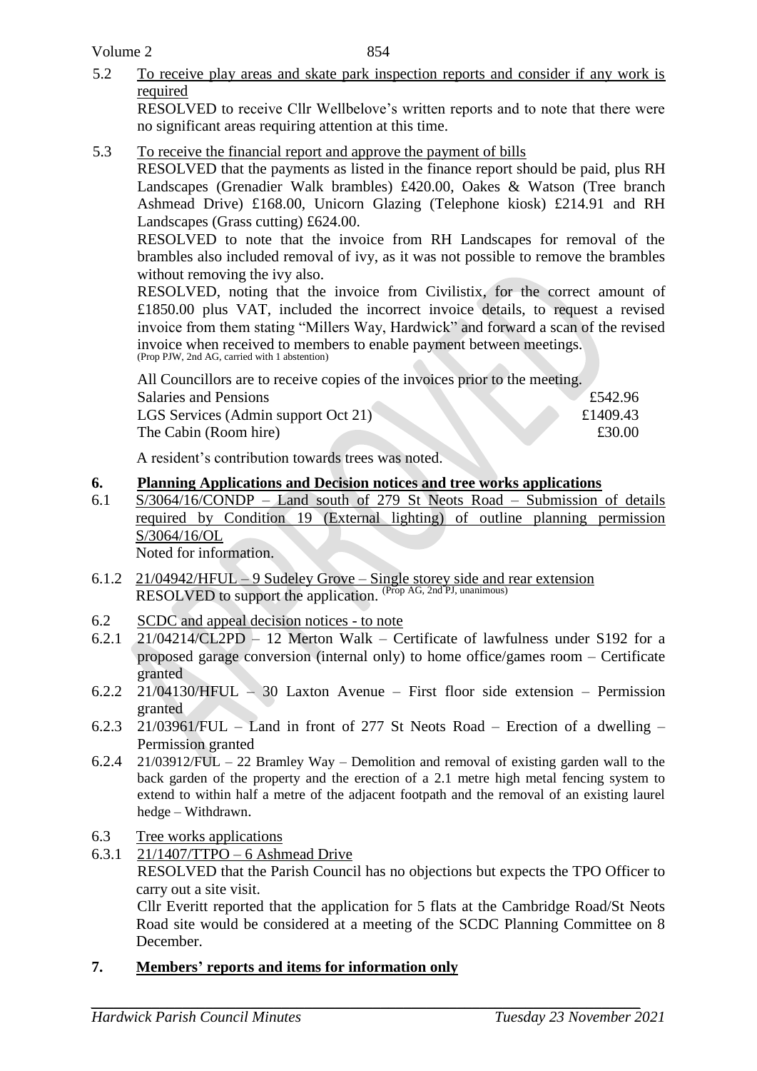5.2 To receive play areas and skate park inspection reports and consider if any work is required

RESOLVED to receive Cllr Wellbelove's written reports and to note that there were no significant areas requiring attention at this time.

5.3 To receive the financial report and approve the payment of bills

RESOLVED that the payments as listed in the finance report should be paid, plus RH Landscapes (Grenadier Walk brambles) £420.00, Oakes & Watson (Tree branch Ashmead Drive) £168.00, Unicorn Glazing (Telephone kiosk) £214.91 and RH Landscapes (Grass cutting) £624.00.

RESOLVED to note that the invoice from RH Landscapes for removal of the brambles also included removal of ivy, as it was not possible to remove the brambles without removing the ivy also.

RESOLVED, noting that the invoice from Civilistix, for the correct amount of £1850.00 plus VAT, included the incorrect invoice details, to request a revised invoice from them stating "Millers Way, Hardwick" and forward a scan of the revised invoice when received to members to enable payment between meetings.
(Prop PJW, 2nd AG, carried with 1 abstention)

All Councillors are to receive copies of the invoices prior to the meeting.

| | |
|---|---|
| Salaries and Pensions | £542.96 |
| LGS Services (Admin support Oct 21) | £1409.43 |
| The Cabin (Room hire) | £30.00 |

A resident's contribution towards trees was noted.

## 6. Planning Applications and Decision notices and tree works applications

6.1 S/3064/16/CONDP – Land south of 279 St Neots Road – Submission of details required by Condition 19 (External lighting) of outline planning permission S/3064/16/OL

Noted for information.

6.1.2 21/04942/HFUL – 9 Sudeley Grove – Single storey side and rear extension

RESOLVED to support the application. (Prop AG, 2nd PJ, unanimous)

6.2 SCDC and appeal decision notices - to note

6.2.1 21/04214/CL2PD – 12 Merton Walk – Certificate of lawfulness under S192 for a proposed garage conversion (internal only) to home office/games room – Certificate granted

6.2.2 21/04130/HFUL – 30 Laxton Avenue – First floor side extension – Permission granted

6.2.3 21/03961/FUL – Land in front of 277 St Neots Road – Erection of a dwelling – Permission granted

6.2.4 21/03912/FUL – 22 Bramley Way – Demolition and removal of existing garden wall to the back garden of the property and the erection of a 2.1 metre high metal fencing system to extend to within half a metre of the adjacent footpath and the removal of an existing laurel hedge – Withdrawn.

6.3 Tree works applications

6.3.1 21/1407/TTPO – 6 Ashmead Drive

RESOLVED that the Parish Council has no objections but expects the TPO Officer to carry out a site visit.

Cllr Everitt reported that the application for 5 flats at the Cambridge Road/St Neots Road site would be considered at a meeting of the SCDC Planning Committee on 8 December.

## 7. Members' reports and items for information only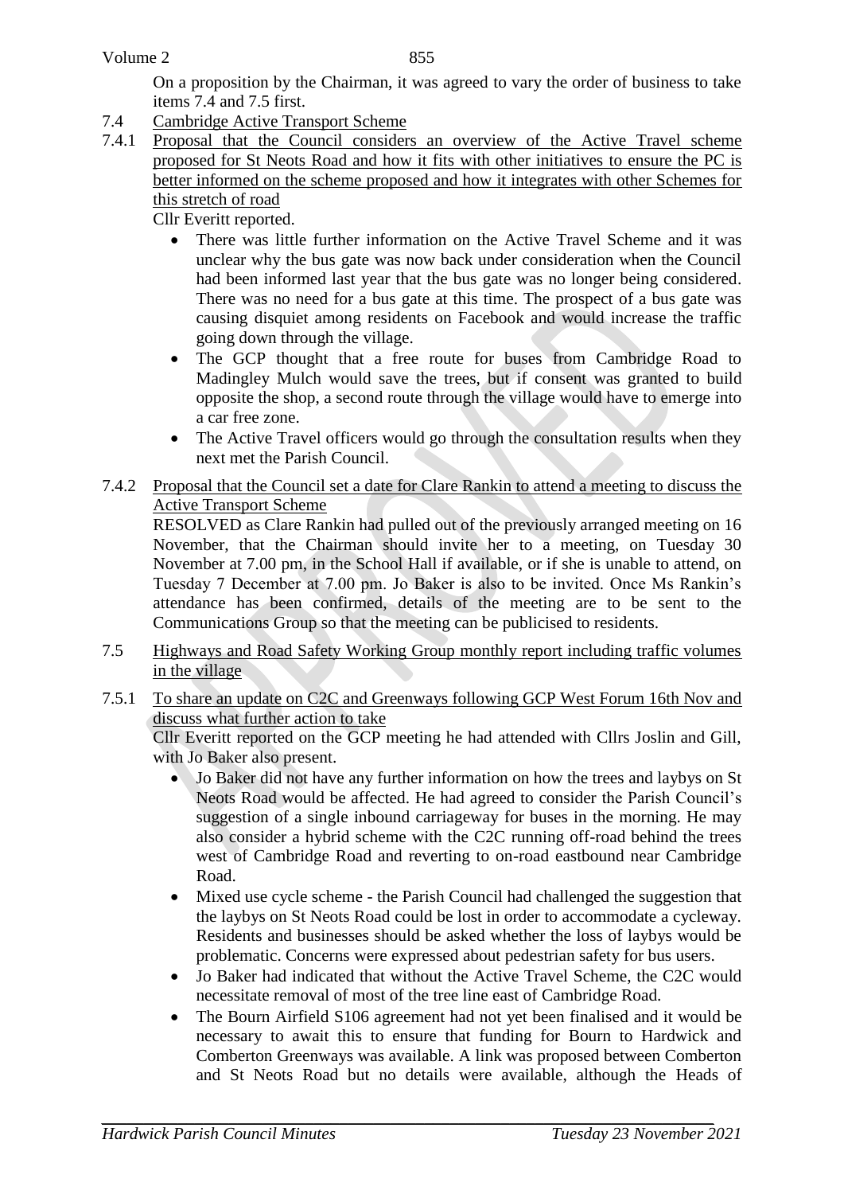On a proposition by the Chairman, it was agreed to vary the order of business to take items 7.4 and 7.5 first.

7.4 Cambridge Active Transport Scheme

7.4.1 Proposal that the Council considers an overview of the Active Travel scheme proposed for St Neots Road and how it fits with other initiatives to ensure the PC is better informed on the scheme proposed and how it integrates with other Schemes for this stretch of road

Cllr Everitt reported.

- There was little further information on the Active Travel Scheme and it was unclear why the bus gate was now back under consideration when the Council had been informed last year that the bus gate was no longer being considered. There was no need for a bus gate at this time. The prospect of a bus gate was causing disquiet among residents on Facebook and would increase the traffic going down through the village.
- The GCP thought that a free route for buses from Cambridge Road to Madingley Mulch would save the trees, but if consent was granted to build opposite the shop, a second route through the village would have to emerge into a car free zone.
- The Active Travel officers would go through the consultation results when they next met the Parish Council.

7.4.2 Proposal that the Council set a date for Clare Rankin to attend a meeting to discuss the Active Transport Scheme

RESOLVED as Clare Rankin had pulled out of the previously arranged meeting on 16 November, that the Chairman should invite her to a meeting, on Tuesday 30 November at 7.00 pm, in the School Hall if available, or if she is unable to attend, on Tuesday 7 December at 7.00 pm. Jo Baker is also to be invited. Once Ms Rankin's attendance has been confirmed, details of the meeting are to be sent to the Communications Group so that the meeting can be publicised to residents.

7.5 Highways and Road Safety Working Group monthly report including traffic volumes in the village

7.5.1 To share an update on C2C and Greenways following GCP West Forum 16th Nov and discuss what further action to take

Cllr Everitt reported on the GCP meeting he had attended with Cllrs Joslin and Gill, with Jo Baker also present.

- Jo Baker did not have any further information on how the trees and laybys on St Neots Road would be affected. He had agreed to consider the Parish Council's suggestion of a single inbound carriageway for buses in the morning. He may also consider a hybrid scheme with the C2C running off-road behind the trees west of Cambridge Road and reverting to on-road eastbound near Cambridge Road.
- Mixed use cycle scheme - the Parish Council had challenged the suggestion that the laybys on St Neots Road could be lost in order to accommodate a cycleway. Residents and businesses should be asked whether the loss of laybys would be problematic. Concerns were expressed about pedestrian safety for bus users.
- Jo Baker had indicated that without the Active Travel Scheme, the C2C would necessitate removal of most of the tree line east of Cambridge Road.
- The Bourn Airfield S106 agreement had not yet been finalised and it would be necessary to await this to ensure that funding for Bourn to Hardwick and Comberton Greenways was available. A link was proposed between Comberton and St Neots Road but no details were available, although the Heads of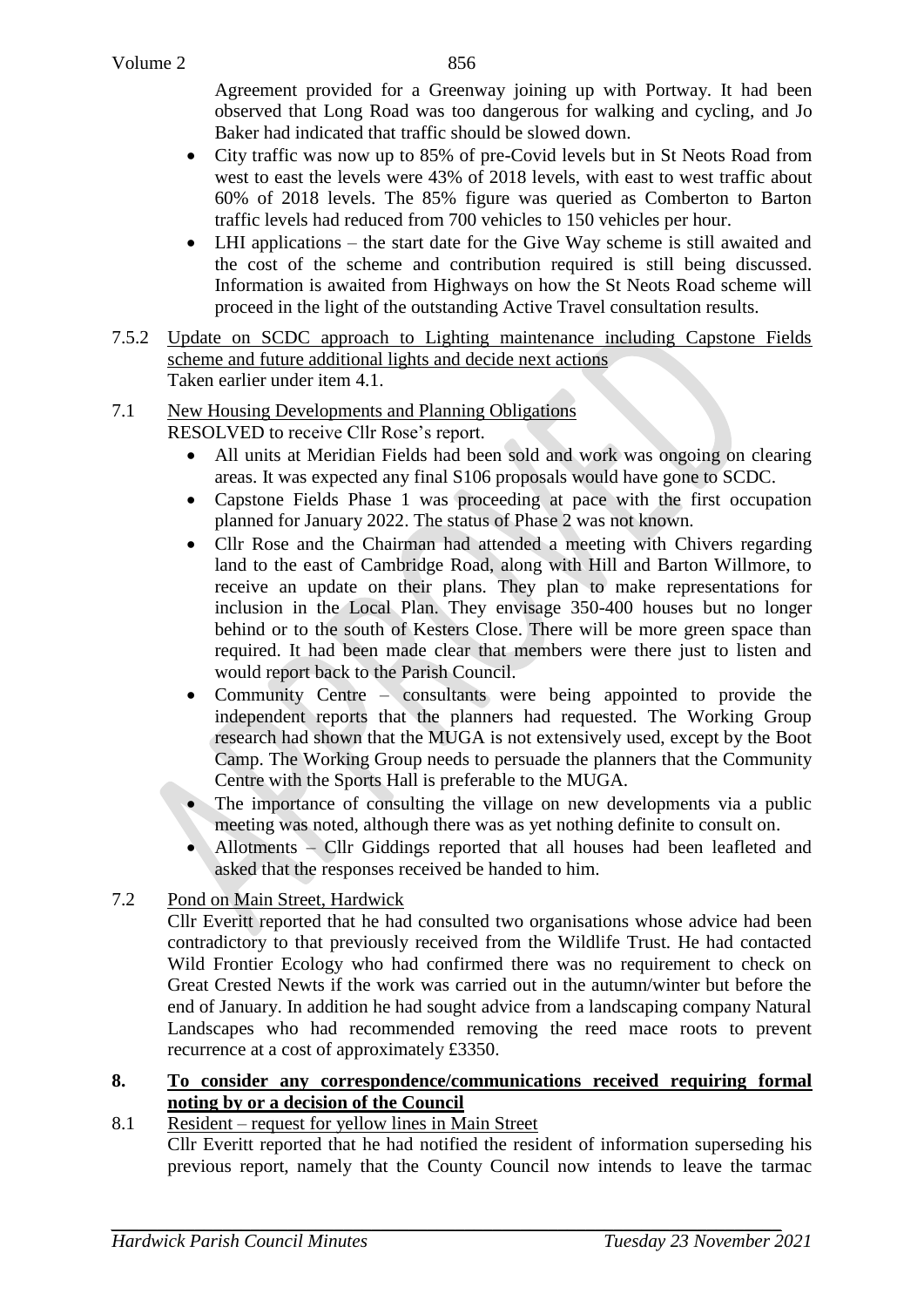Agreement provided for a Greenway joining up with Portway. It had been observed that Long Road was too dangerous for walking and cycling, and Jo Baker had indicated that traffic should be slowed down.

- City traffic was now up to 85% of pre-Covid levels but in St Neots Road from west to east the levels were 43% of 2018 levels, with east to west traffic about 60% of 2018 levels. The 85% figure was queried as Comberton to Barton traffic levels had reduced from 700 vehicles to 150 vehicles per hour.
- LHI applications – the start date for the Give Way scheme is still awaited and the cost of the scheme and contribution required is still being discussed. Information is awaited from Highways on how the St Neots Road scheme will proceed in the light of the outstanding Active Travel consultation results.

7.5.2 Update on SCDC approach to Lighting maintenance including Capstone Fields scheme and future additional lights and decide next actions

Taken earlier under item 4.1.

7.1 New Housing Developments and Planning Obligations

RESOLVED to receive Cllr Rose's report.

- All units at Meridian Fields had been sold and work was ongoing on clearing areas. It was expected any final S106 proposals would have gone to SCDC.
- Capstone Fields Phase 1 was proceeding at pace with the first occupation planned for January 2022. The status of Phase 2 was not known.
- Cllr Rose and the Chairman had attended a meeting with Chivers regarding land to the east of Cambridge Road, along with Hill and Barton Willmore, to receive an update on their plans. They plan to make representations for inclusion in the Local Plan. They envisage 350-400 houses but no longer behind or to the south of Kesters Close. There will be more green space than required. It had been made clear that members were there just to listen and would report back to the Parish Council.
- Community Centre – consultants were being appointed to provide the independent reports that the planners had requested. The Working Group research had shown that the MUGA is not extensively used, except by the Boot Camp. The Working Group needs to persuade the planners that the Community Centre with the Sports Hall is preferable to the MUGA.
- The importance of consulting the village on new developments via a public meeting was noted, although there was as yet nothing definite to consult on.
- Allotments – Cllr Giddings reported that all houses had been leafleted and asked that the responses received be handed to him.

7.2 Pond on Main Street, Hardwick

Cllr Everitt reported that he had consulted two organisations whose advice had been contradictory to that previously received from the Wildlife Trust. He had contacted Wild Frontier Ecology who had confirmed there was no requirement to check on Great Crested Newts if the work was carried out in the autumn/winter but before the end of January. In addition he had sought advice from a landscaping company Natural Landscapes who had recommended removing the reed mace roots to prevent recurrence at a cost of approximately £3350.

**8. To consider any correspondence/communications received requiring formal noting by or a decision of the Council**

8.1 Resident – request for yellow lines in Main Street

Cllr Everitt reported that he had notified the resident of information superseding his previous report, namely that the County Council now intends to leave the tarmac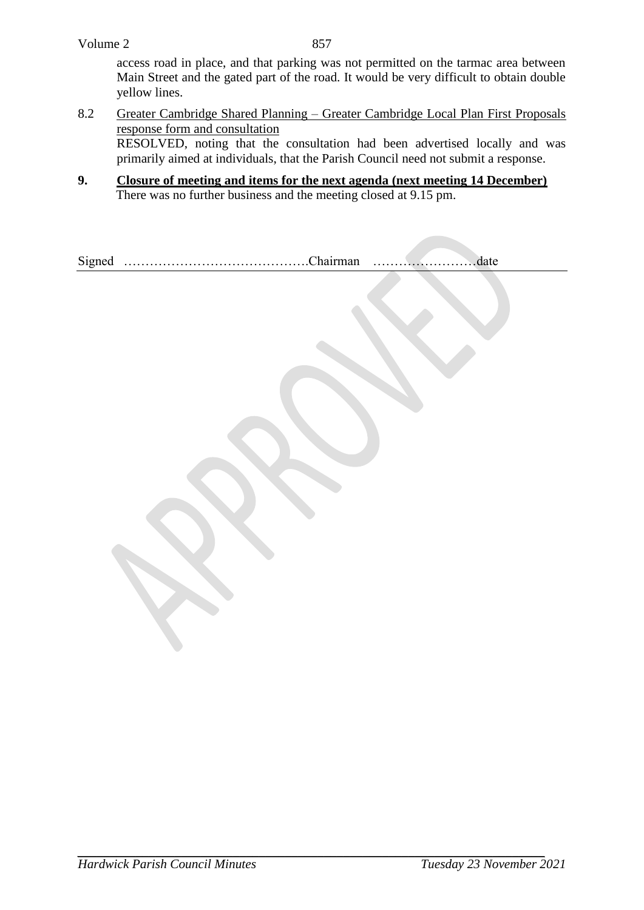access road in place, and that parking was not permitted on the tarmac area between Main Street and the gated part of the road. It would be very difficult to obtain double yellow lines.

8.2 Greater Cambridge Shared Planning – Greater Cambridge Local Plan First Proposals response form and consultation
RESOLVED, noting that the consultation had been advertised locally and was primarily aimed at individuals, that the Parish Council need not submit a response.

**9. Closure of meeting and items for the next agenda (next meeting 14 December)**
There was no further business and the meeting closed at 9.15 pm.

Signed …………………………………….Chairman ……………………date

APPROVED